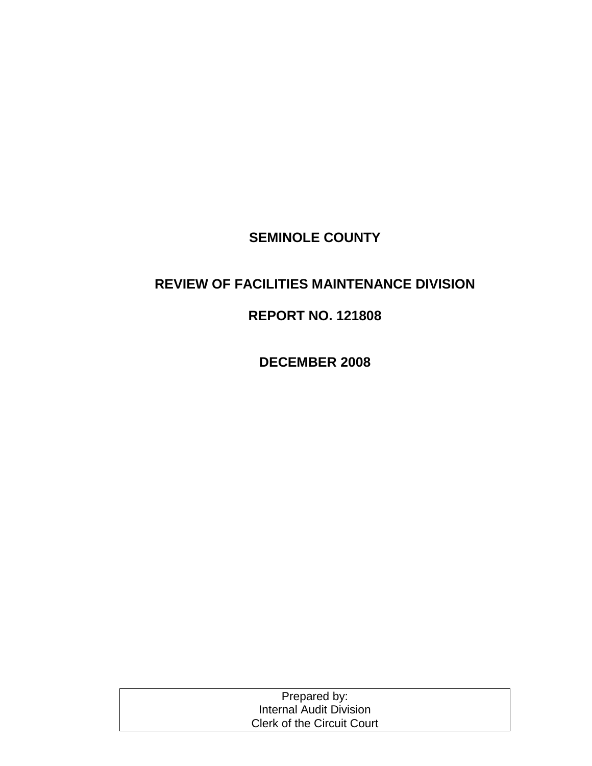# SEMINOLE COUNTY

## REVIEW OF FACILITIES MAINTENANCE DIVISION

## REPORT NO. 121808

## DECEMBER 2008

| Prepared by: |
| --- |
| Internal Audit Division |
| Clerk of the Circuit Court |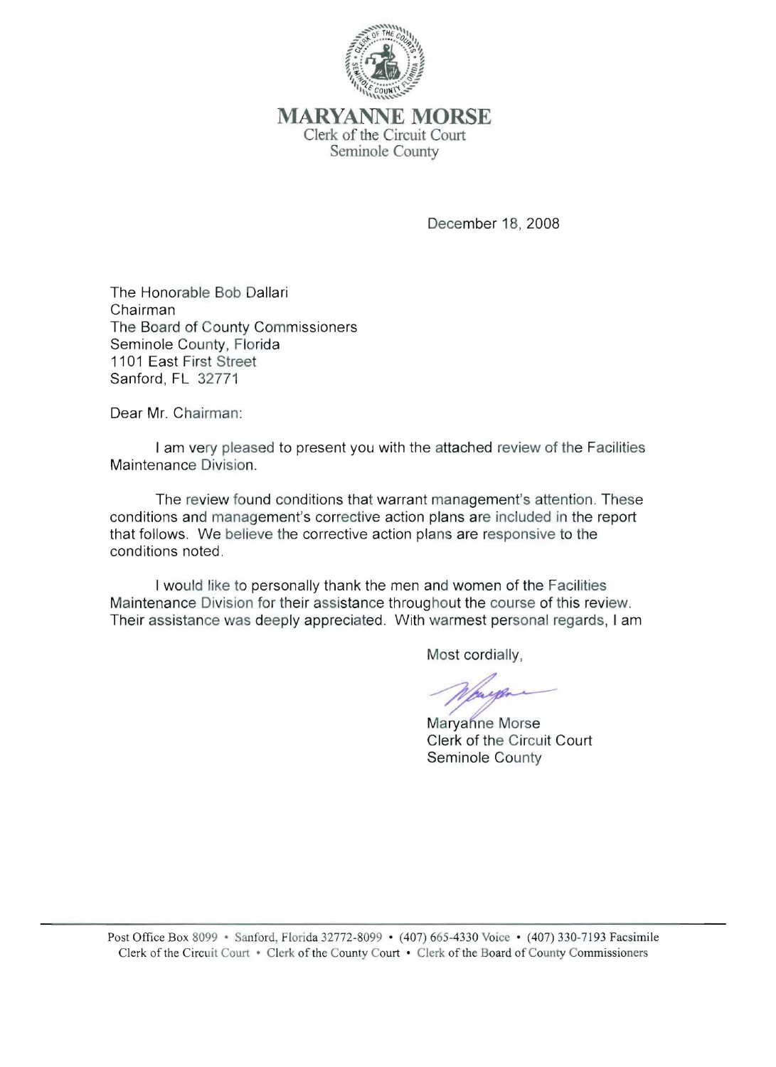# MARYANNE MORSE

Clerk of the Circuit Court
Seminole County

December 18, 2008

The Honorable Bob Dallari
Chairman
The Board of County Commissioners
Seminole County, Florida
1101 East First Street
Sanford, FL 32771

Dear Mr. Chairman:

I am very pleased to present you with the attached review of the Facilities Maintenance Division.

The review found conditions that warrant management's attention. These conditions and management's corrective action plans are included in the report that follows. We believe the corrective action plans are responsive to the conditions noted.

I would like to personally thank the men and women of the Facilities Maintenance Division for their assistance throughout the course of this review. Their assistance was deeply appreciated. With warmest personal regards, I am

Most cordially,

Maryanne Morse
Clerk of the Circuit Court
Seminole County

Post Office Box 8099 • Sanford, Florida 32772-8099 • (407) 665-4330 Voice • (407) 330-7193 Facsimile
Clerk of the Circuit Court • Clerk of the County Court • Clerk of the Board of County Commissioners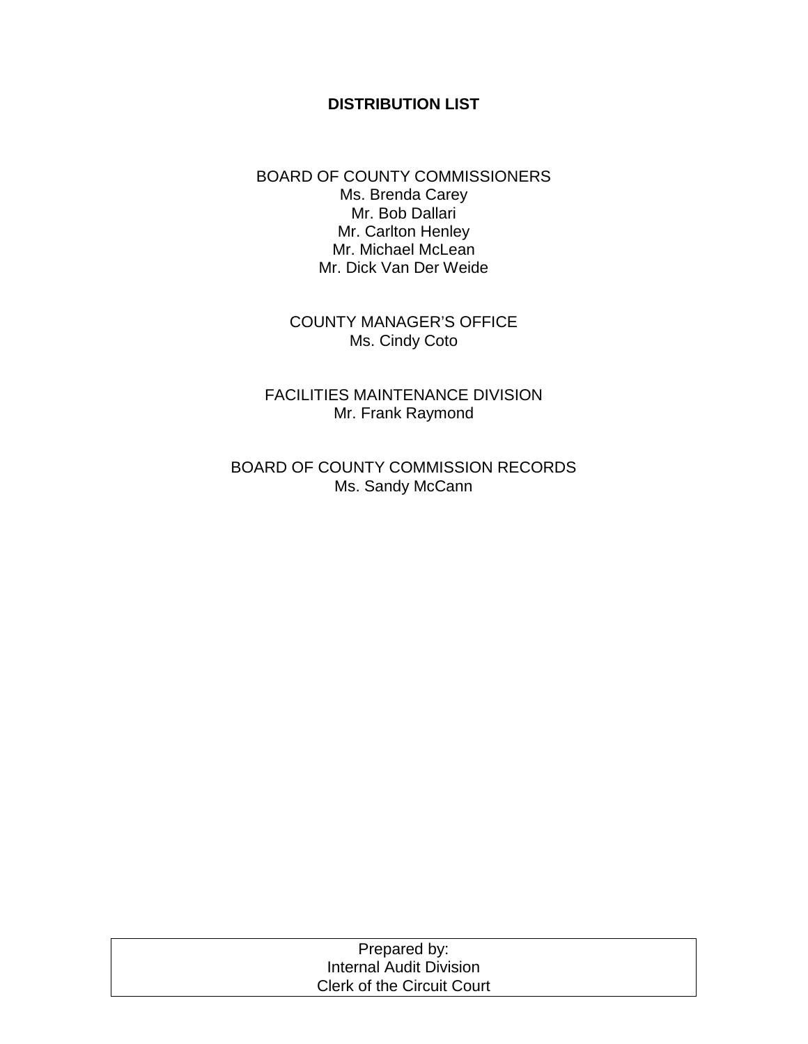# DISTRIBUTION LIST

BOARD OF COUNTY COMMISSIONERS
Ms. Brenda Carey
Mr. Bob Dallari
Mr. Carlton Henley
Mr. Michael McLean
Mr. Dick Van Der Weide

COUNTY MANAGER'S OFFICE
Ms. Cindy Coto

FACILITIES MAINTENANCE DIVISION
Mr. Frank Raymond

BOARD OF COUNTY COMMISSION RECORDS
Ms. Sandy McCann

Prepared by:
Internal Audit Division
Clerk of the Circuit Court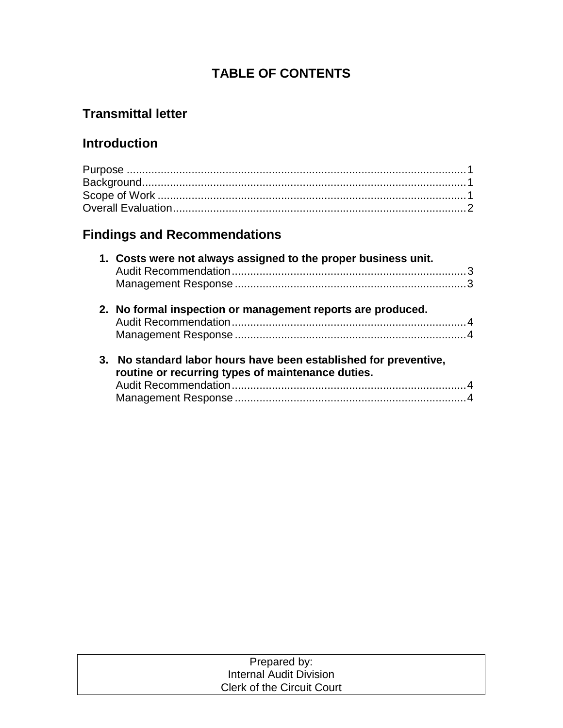# TABLE OF CONTENTS

## Transmittal letter

## Introduction

Purpose ........................................................................................................... 1
Background....................................................................................................... 1
Scope of Work .................................................................................................. 1
Overall Evaluation............................................................................................. 2

## Findings and Recommendations

1. **Costs were not always assigned to the proper business unit.**
   Audit Recommendation ............................................................................ 3
   Management Response ........................................................................... 3

2. **No formal inspection or management reports are produced.**
   Audit Recommendation ............................................................................ 4
   Management Response ........................................................................... 4

3. **No standard labor hours have been established for preventive, routine or recurring types of maintenance duties.**
   Audit Recommendation ............................................................................ 4
   Management Response ........................................................................... 4

Prepared by:
Internal Audit Division
Clerk of the Circuit Court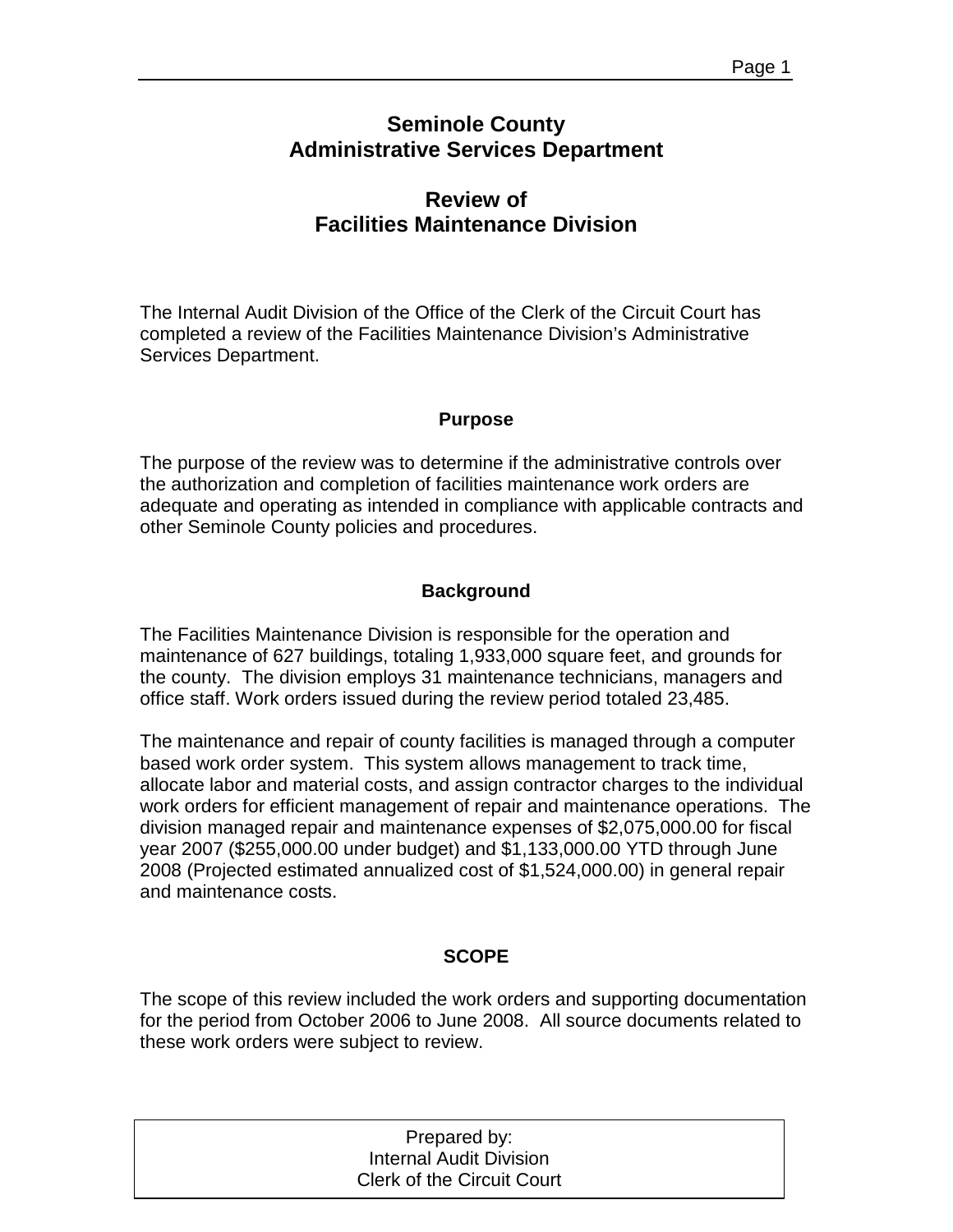# Seminole County
# Administrative Services Department

## Review of
## Facilities Maintenance Division

The Internal Audit Division of the Office of the Clerk of the Circuit Court has completed a review of the Facilities Maintenance Division's Administrative Services Department.

### Purpose

The purpose of the review was to determine if the administrative controls over the authorization and completion of facilities maintenance work orders are adequate and operating as intended in compliance with applicable contracts and other Seminole County policies and procedures.

### Background

The Facilities Maintenance Division is responsible for the operation and maintenance of 627 buildings, totaling 1,933,000 square feet, and grounds for the county. The division employs 31 maintenance technicians, managers and office staff. Work orders issued during the review period totaled 23,485.

The maintenance and repair of county facilities is managed through a computer based work order system. This system allows management to track time, allocate labor and material costs, and assign contractor charges to the individual work orders for efficient management of repair and maintenance operations. The division managed repair and maintenance expenses of $2,075,000.00 for fiscal year 2007 ($255,000.00 under budget) and $1,133,000.00 YTD through June 2008 (Projected estimated annualized cost of $1,524,000.00) in general repair and maintenance costs.

### SCOPE

The scope of this review included the work orders and supporting documentation for the period from October 2006 to June 2008. All source documents related to these work orders were subject to review.

Prepared by:
Internal Audit Division
Clerk of the Circuit Court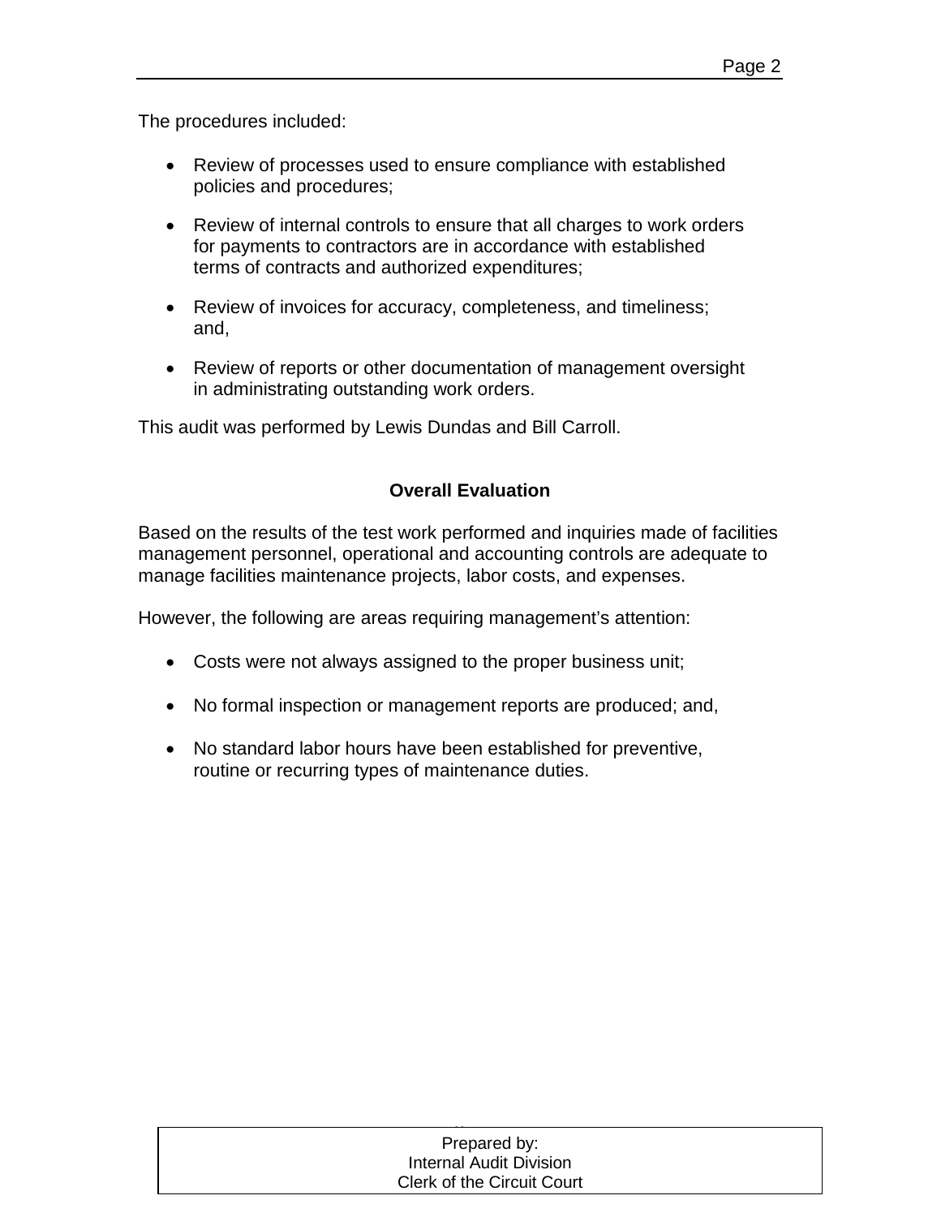The procedures included:

- Review of processes used to ensure compliance with established policies and procedures;
- Review of internal controls to ensure that all charges to work orders for payments to contractors are in accordance with established terms of contracts and authorized expenditures;
- Review of invoices for accuracy, completeness, and timeliness; and,
- Review of reports or other documentation of management oversight in administrating outstanding work orders.

This audit was performed by Lewis Dundas and Bill Carroll.

## Overall Evaluation

Based on the results of the test work performed and inquiries made of facilities management personnel, operational and accounting controls are adequate to manage facilities maintenance projects, labor costs, and expenses.

However, the following are areas requiring management's attention:

- Costs were not always assigned to the proper business unit;
- No formal inspection or management reports are produced; and,
- No standard labor hours have been established for preventive, routine or recurring types of maintenance duties.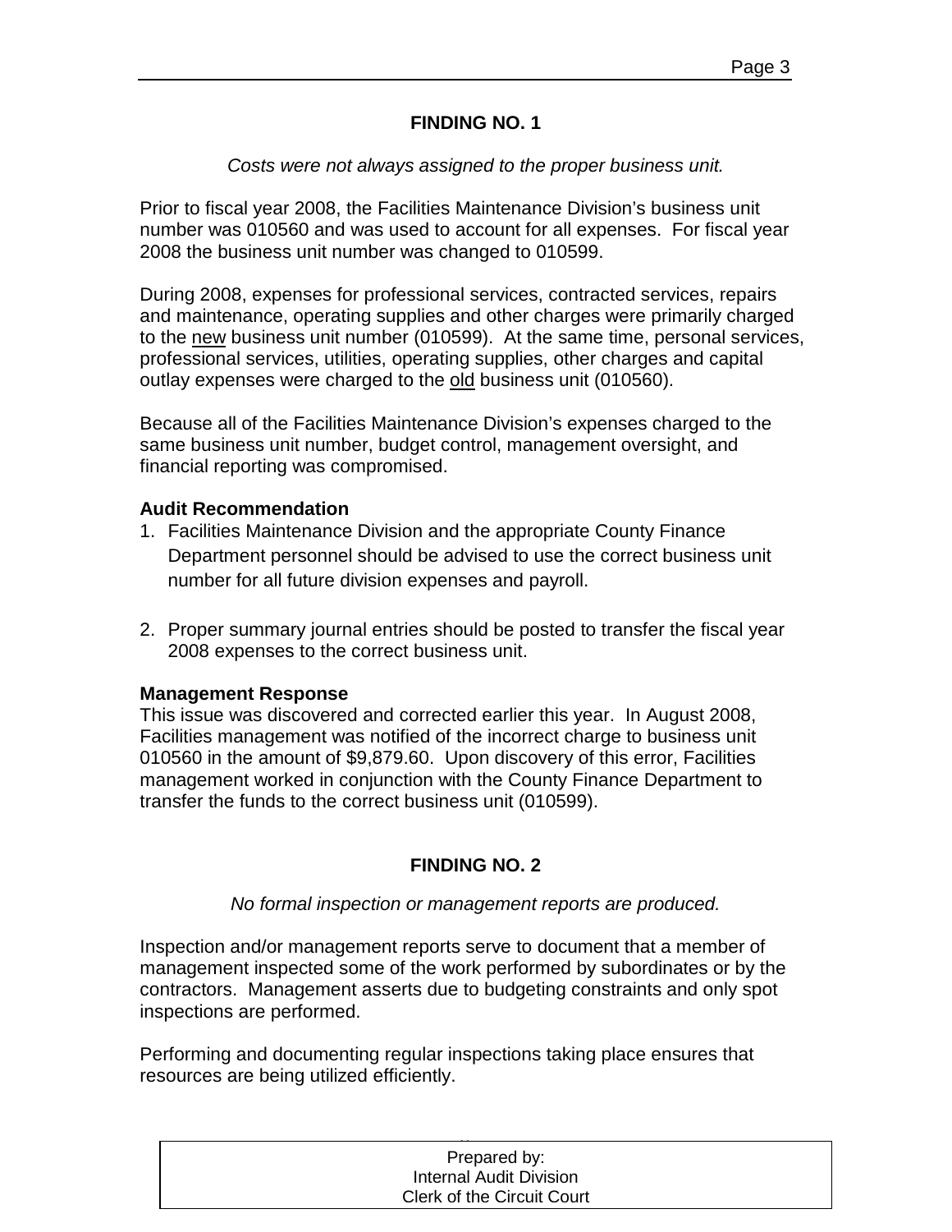## FINDING NO. 1

*Costs were not always assigned to the proper business unit.*

Prior to fiscal year 2008, the Facilities Maintenance Division's business unit number was 010560 and was used to account for all expenses. For fiscal year 2008 the business unit number was changed to 010599.

During 2008, expenses for professional services, contracted services, repairs and maintenance, operating supplies and other charges were primarily charged to the new business unit number (010599). At the same time, personal services, professional services, utilities, operating supplies, other charges and capital outlay expenses were charged to the old business unit (010560).

Because all of the Facilities Maintenance Division's expenses charged to the same business unit number, budget control, management oversight, and financial reporting was compromised.

**Audit Recommendation**

1. Facilities Maintenance Division and the appropriate County Finance Department personnel should be advised to use the correct business unit number for all future division expenses and payroll.

2. Proper summary journal entries should be posted to transfer the fiscal year 2008 expenses to the correct business unit.

**Management Response**

This issue was discovered and corrected earlier this year. In August 2008, Facilities management was notified of the incorrect charge to business unit 010560 in the amount of $9,879.60. Upon discovery of this error, Facilities management worked in conjunction with the County Finance Department to transfer the funds to the correct business unit (010599).

## FINDING NO. 2

*No formal inspection or management reports are produced.*

Inspection and/or management reports serve to document that a member of management inspected some of the work performed by subordinates or by the contractors. Management asserts due to budgeting constraints and only spot inspections are performed.

Performing and documenting regular inspections taking place ensures that resources are being utilized efficiently.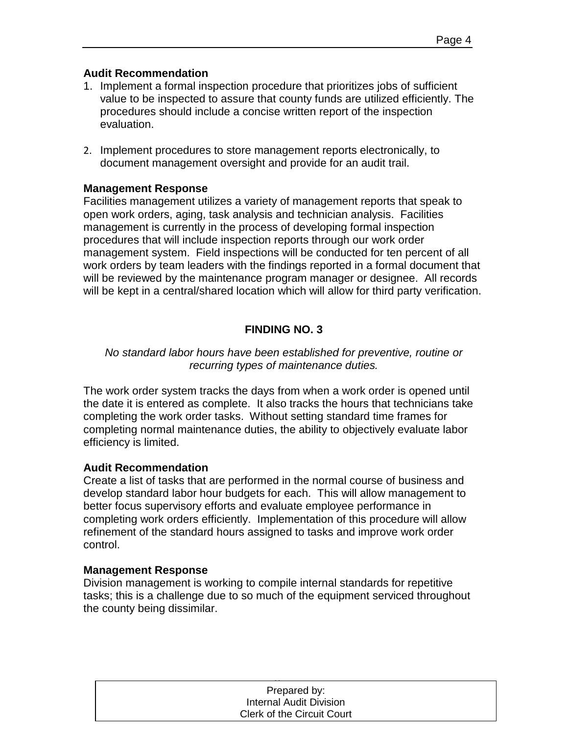**Audit Recommendation**

1. Implement a formal inspection procedure that prioritizes jobs of sufficient value to be inspected to assure that county funds are utilized efficiently. The procedures should include a concise written report of the inspection evaluation.

2. Implement procedures to store management reports electronically, to document management oversight and provide for an audit trail.

**Management Response**

Facilities management utilizes a variety of management reports that speak to open work orders, aging, task analysis and technician analysis. Facilities management is currently in the process of developing formal inspection procedures that will include inspection reports through our work order management system. Field inspections will be conducted for ten percent of all work orders by team leaders with the findings reported in a formal document that will be reviewed by the maintenance program manager or designee. All records will be kept in a central/shared location which will allow for third party verification.

## FINDING NO. 3

*No standard labor hours have been established for preventive, routine or recurring types of maintenance duties.*

The work order system tracks the days from when a work order is opened until the date it is entered as complete. It also tracks the hours that technicians take completing the work order tasks. Without setting standard time frames for completing normal maintenance duties, the ability to objectively evaluate labor efficiency is limited.

**Audit Recommendation**

Create a list of tasks that are performed in the normal course of business and develop standard labor hour budgets for each. This will allow management to better focus supervisory efforts and evaluate employee performance in completing work orders efficiently. Implementation of this procedure will allow refinement of the standard hours assigned to tasks and improve work order control.

**Management Response**

Division management is working to compile internal standards for repetitive tasks; this is a challenge due to so much of the equipment serviced throughout the county being dissimilar.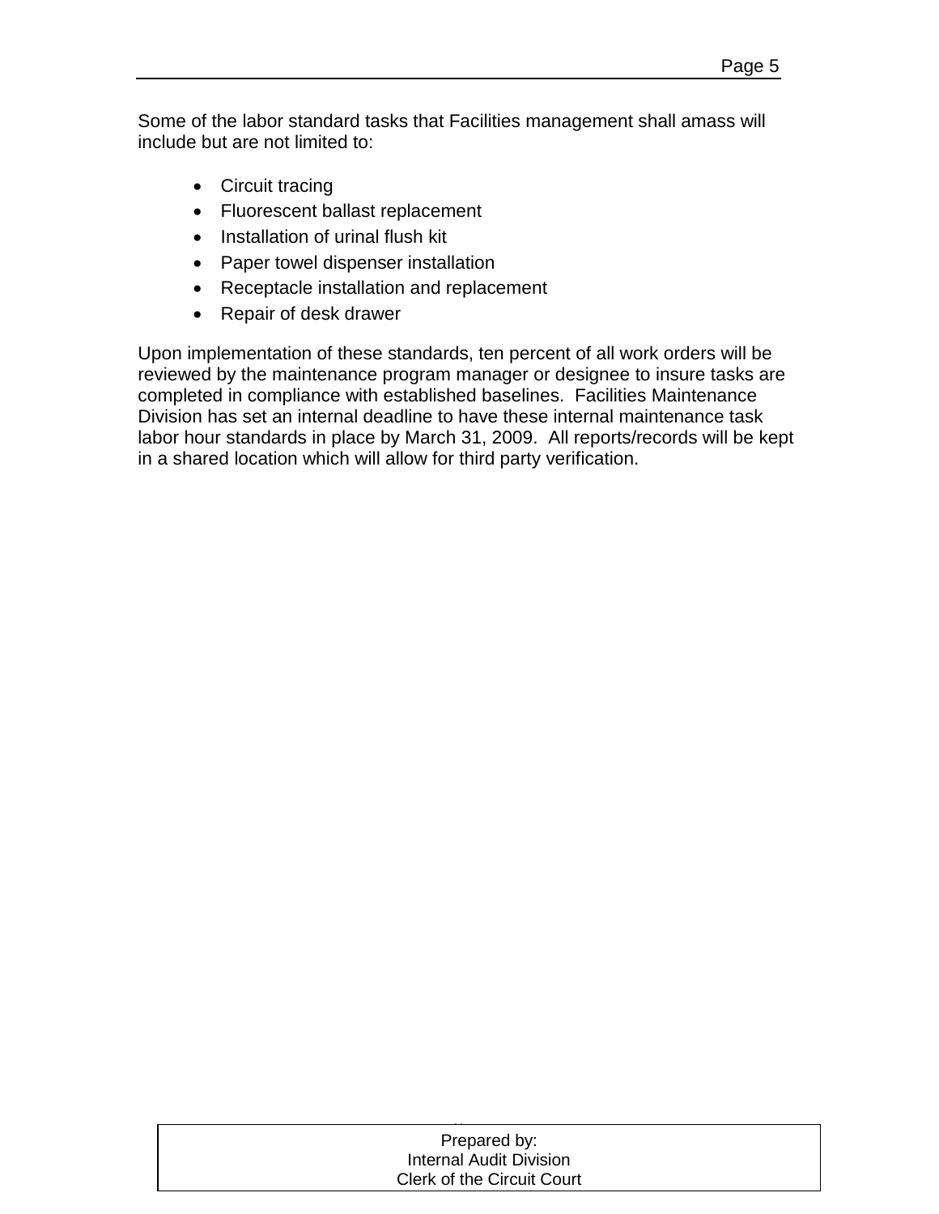Some of the labor standard tasks that Facilities management shall amass will include but are not limited to:

- Circuit tracing
- Fluorescent ballast replacement
- Installation of urinal flush kit
- Paper towel dispenser installation
- Receptacle installation and replacement
- Repair of desk drawer

Upon implementation of these standards, ten percent of all work orders will be reviewed by the maintenance program manager or designee to insure tasks are completed in compliance with established baselines. Facilities Maintenance Division has set an internal deadline to have these internal maintenance task labor hour standards in place by March 31, 2009. All reports/records will be kept in a shared location which will allow for third party verification.